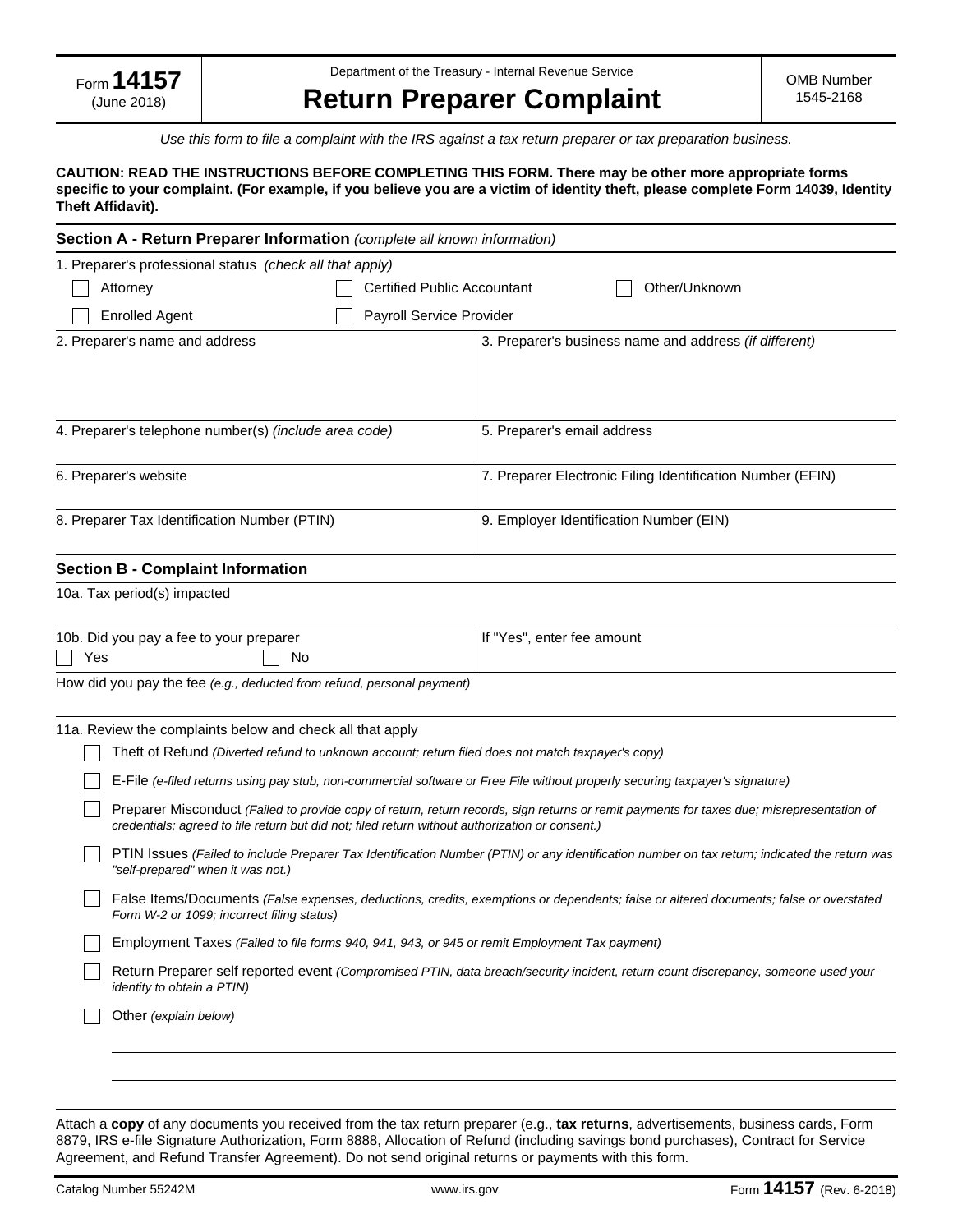Form **14157** (June 2018)

Department of the Treasury - Internal Revenue Service

# Return Preparer Complaint

OMB Number 1545-2168

*Use this form to file a complaint with the IRS against a tax return preparer or tax preparation business.*

**CAUTION: READ THE INSTRUCTIONS BEFORE COMPLETING THIS FORM. There may be other more appropriate forms specific to your complaint. (For example, if you believe you are a victim of identity theft, please complete Form 14039, Identity Theft Affidavit).**

## Section A - Return Preparer Information *(complete all known information)*

1. Preparer's professional status *(check all that apply)*

- ☐ Attorney
- ☐ Certified Public Accountant
- ☐ Other/Unknown
- ☐ Enrolled Agent
- ☐ Payroll Service Provider

| | |
|---|---|
| 2. Preparer's name and address | 3. Preparer's business name and address *(if different)* |
| 4. Preparer's telephone number(s) *(include area code)* | 5. Preparer's email address |
| 6. Preparer's website | 7. Preparer Electronic Filing Identification Number (EFIN) |
| 8. Preparer Tax Identification Number (PTIN) | 9. Employer Identification Number (EIN) |

## Section B - Complaint Information

10a. Tax period(s) impacted

| | |
|---|---|
| 10b. Did you pay a fee to your preparer ☐ Yes ☐ No | If "Yes", enter fee amount |

How did you pay the fee *(e.g., deducted from refund, personal payment)*

11a. Review the complaints below and check all that apply

- ☐ Theft of Refund *(Diverted refund to unknown account; return filed does not match taxpayer's copy)*
- ☐ E-File *(e-filed returns using pay stub, non-commercial software or Free File without properly securing taxpayer's signature)*
- ☐ Preparer Misconduct *(Failed to provide copy of return, return records, sign returns or remit payments for taxes due; misrepresentation of credentials; agreed to file return but did not; filed return without authorization or consent.)*
- ☐ PTIN Issues *(Failed to include Preparer Tax Identification Number (PTIN) or any identification number on tax return; indicated the return was "self-prepared" when it was not.)*
- ☐ False Items/Documents *(False expenses, deductions, credits, exemptions or dependents; false or altered documents; false or overstated Form W-2 or 1099; incorrect filing status)*
- ☐ Employment Taxes *(Failed to file forms 940, 941, 943, or 945 or remit Employment Tax payment)*
- ☐ Return Preparer self reported event *(Compromised PTIN, data breach/security incident, return count discrepancy, someone used your identity to obtain a PTIN)*
- ☐ Other *(explain below)*

Attach a **copy** of any documents you received from the tax return preparer (e.g., **tax returns**, advertisements, business cards, Form 8879, IRS e-file Signature Authorization, Form 8888, Allocation of Refund (including savings bond purchases), Contract for Service Agreement, and Refund Transfer Agreement). Do not send original returns or payments with this form.

Catalog Number 55242M www.irs.gov Form **14157** (Rev. 6-2018)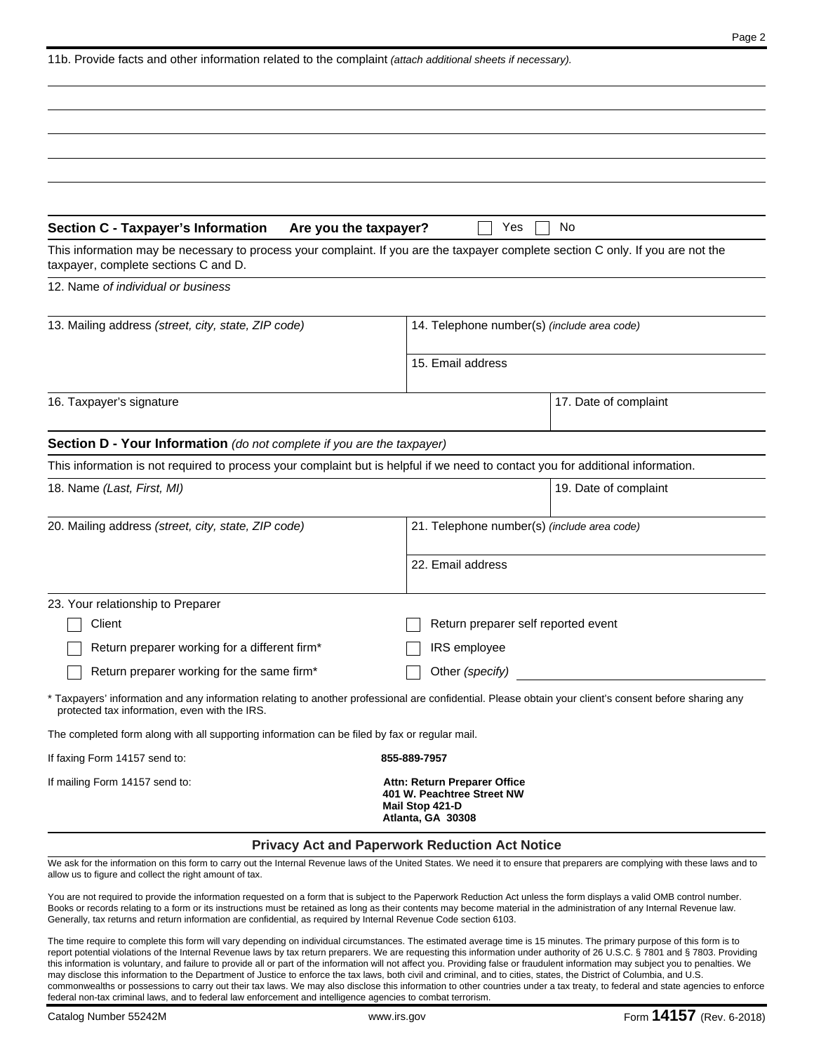11b. Provide facts and other information related to the complaint *(attach additional sheets if necessary).*

## Section C - Taxpayer's Information   Are you the taxpayer?   ☐ Yes ☐ No

This information may be necessary to process your complaint. If you are the taxpayer complete section C only. If you are not the taxpayer, complete sections C and D.

12. Name *of individual or business*

| 13. Mailing address *(street, city, state, ZIP code)* | 14. Telephone number(s) *(include area code)* |
|---|---|
| | 15. Email address |

| 16. Taxpayer's signature | 17. Date of complaint |
|---|---|

## Section D - Your Information *(do not complete if you are the taxpayer)*

This information is not required to process your complaint but is helpful if we need to contact you for additional information.

| 18. Name *(Last, First, MI)* | 19. Date of complaint |
|---|---|

| 20. Mailing address *(street, city, state, ZIP code)* | 21. Telephone number(s) *(include area code)* |
|---|---|
| | 22. Email address |

23. Your relationship to Preparer

- ☐ Client
- ☐ Return preparer working for a different firm*
- ☐ Return preparer working for the same firm*
- ☐ Return preparer self reported event
- ☐ IRS employee
- ☐ Other *(specify)* ____________

\* Taxpayers' information and any information relating to another professional are confidential. Please obtain your client's consent before sharing any protected tax information, even with the IRS.

The completed form along with all supporting information can be filed by fax or regular mail.

If faxing Form 14157 send to: **855-889-7957**

If mailing Form 14157 send to:

**Attn: Return Preparer Office**
**401 W. Peachtree Street NW**
**Mail Stop 421-D**
**Atlanta, GA 30308**

## Privacy Act and Paperwork Reduction Act Notice

We ask for the information on this form to carry out the Internal Revenue laws of the United States. We need it to ensure that preparers are complying with these laws and to allow us to figure and collect the right amount of tax.

You are not required to provide the information requested on a form that is subject to the Paperwork Reduction Act unless the form displays a valid OMB control number. Books or records relating to a form or its instructions must be retained as long as their contents may become material in the administration of any Internal Revenue law. Generally, tax returns and return information are confidential, as required by Internal Revenue Code section 6103.

The time require to complete this form will vary depending on individual circumstances. The estimated average time is 15 minutes. The primary purpose of this form is to report potential violations of the Internal Revenue laws by tax return preparers. We are requesting this information under authority of 26 U.S.C. § 7801 and § 7803. Providing this information is voluntary, and failure to provide all or part of the information will not affect you. Providing false or fraudulent information may subject you to penalties. We may disclose this information to the Department of Justice to enforce the tax laws, both civil and criminal, and to cities, states, the District of Columbia, and U.S. commonwealths or possessions to carry out their tax laws. We may also disclose this information to other countries under a tax treaty, to federal and state agencies to enforce federal non-tax criminal laws, and to federal law enforcement and intelligence agencies to combat terrorism.

Catalog Number 55242M   www.irs.gov   Form **14157** (Rev. 6-2018)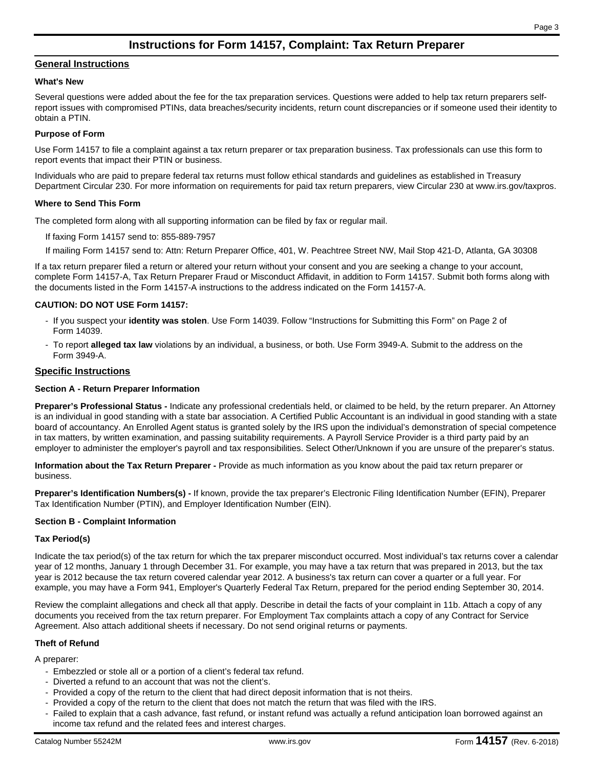# Instructions for Form 14157, Complaint: Tax Return Preparer

## General Instructions

### What's New

Several questions were added about the fee for the tax preparation services. Questions were added to help tax return preparers self-report issues with compromised PTINs, data breaches/security incidents, return count discrepancies or if someone used their identity to obtain a PTIN.

### Purpose of Form

Use Form 14157 to file a complaint against a tax return preparer or tax preparation business. Tax professionals can use this form to report events that impact their PTIN or business.

Individuals who are paid to prepare federal tax returns must follow ethical standards and guidelines as established in Treasury Department Circular 230. For more information on requirements for paid tax return preparers, view Circular 230 at www.irs.gov/taxpros.

### Where to Send This Form

The completed form along with all supporting information can be filed by fax or regular mail.

If faxing Form 14157 send to: 855-889-7957

If mailing Form 14157 send to: Attn: Return Preparer Office, 401, W. Peachtree Street NW, Mail Stop 421-D, Atlanta, GA 30308

If a tax return preparer filed a return or altered your return without your consent and you are seeking a change to your account, complete Form 14157-A, Tax Return Preparer Fraud or Misconduct Affidavit, in addition to Form 14157. Submit both forms along with the documents listed in the Form 14157-A instructions to the address indicated on the Form 14157-A.

### CAUTION: DO NOT USE Form 14157:

- If you suspect your **identity was stolen**. Use Form 14039. Follow “Instructions for Submitting this Form” on Page 2 of Form 14039.
- To report **alleged tax law** violations by an individual, a business, or both. Use Form 3949-A. Submit to the address on the Form 3949-A.

## Specific Instructions

### Section A - Return Preparer Information

**Preparer’s Professional Status -** Indicate any professional credentials held, or claimed to be held, by the return preparer. An Attorney is an individual in good standing with a state bar association. A Certified Public Accountant is an individual in good standing with a state board of accountancy. An Enrolled Agent status is granted solely by the IRS upon the individual's demonstration of special competence in tax matters, by written examination, and passing suitability requirements. A Payroll Service Provider is a third party paid by an employer to administer the employer's payroll and tax responsibilities. Select Other/Unknown if you are unsure of the preparer’s status.

**Information about the Tax Return Preparer -** Provide as much information as you know about the paid tax return preparer or business.

**Preparer’s Identification Numbers(s) -** If known, provide the tax preparer’s Electronic Filing Identification Number (EFIN), Preparer Tax Identification Number (PTIN), and Employer Identification Number (EIN).

### Section B - Complaint Information

### Tax Period(s)

Indicate the tax period(s) of the tax return for which the tax preparer misconduct occurred. Most individual’s tax returns cover a calendar year of 12 months, January 1 through December 31. For example, you may have a tax return that was prepared in 2013, but the tax year is 2012 because the tax return covered calendar year 2012. A business's tax return can cover a quarter or a full year. For example, you may have a Form 941, Employer's Quarterly Federal Tax Return, prepared for the period ending September 30, 2014.

Review the complaint allegations and check all that apply. Describe in detail the facts of your complaint in 11b. Attach a copy of any documents you received from the tax return preparer. For Employment Tax complaints attach a copy of any Contract for Service Agreement. Also attach additional sheets if necessary. Do not send original returns or payments.

### Theft of Refund

A preparer:

- Embezzled or stole all or a portion of a client’s federal tax refund.
- Diverted a refund to an account that was not the client’s.
- Provided a copy of the return to the client that had direct deposit information that is not theirs.
- Provided a copy of the return to the client that does not match the return that was filed with the IRS.
- Failed to explain that a cash advance, fast refund, or instant refund was actually a refund anticipation loan borrowed against an income tax refund and the related fees and interest charges.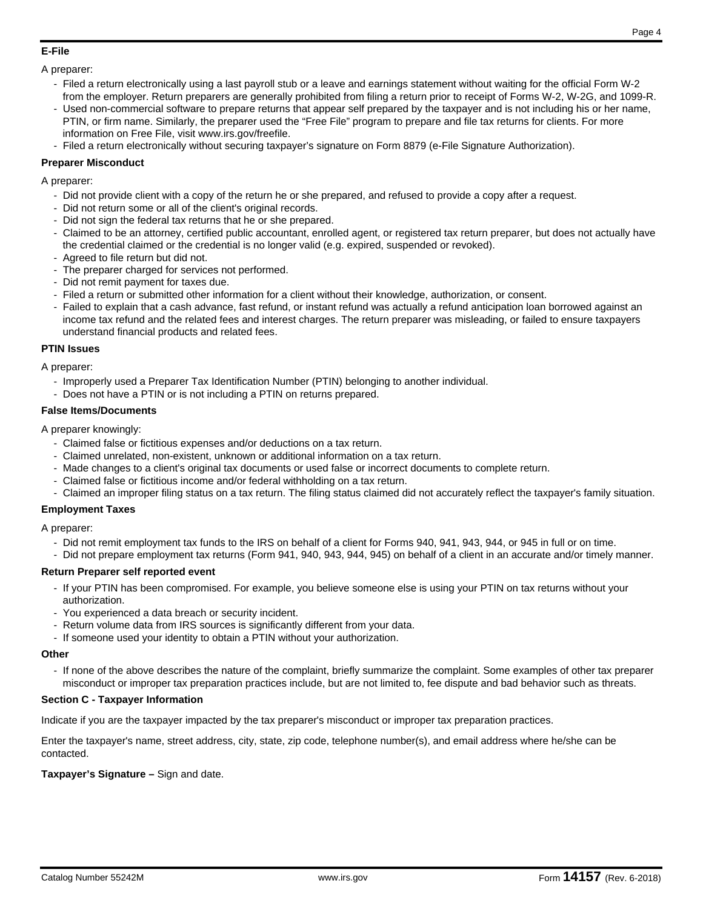**E-File**

A preparer:

- Filed a return electronically using a last payroll stub or a leave and earnings statement without waiting for the official Form W-2 from the employer. Return preparers are generally prohibited from filing a return prior to receipt of Forms W-2, W-2G, and 1099-R.
- Used non-commercial software to prepare returns that appear self prepared by the taxpayer and is not including his or her name, PTIN, or firm name. Similarly, the preparer used the "Free File" program to prepare and file tax returns for clients. For more information on Free File, visit www.irs.gov/freefile.
- Filed a return electronically without securing taxpayer's signature on Form 8879 (e-File Signature Authorization).

**Preparer Misconduct**

A preparer:

- Did not provide client with a copy of the return he or she prepared, and refused to provide a copy after a request.
- Did not return some or all of the client's original records.
- Did not sign the federal tax returns that he or she prepared.
- Claimed to be an attorney, certified public accountant, enrolled agent, or registered tax return preparer, but does not actually have the credential claimed or the credential is no longer valid (e.g. expired, suspended or revoked).
- Agreed to file return but did not.
- The preparer charged for services not performed.
- Did not remit payment for taxes due.
- Filed a return or submitted other information for a client without their knowledge, authorization, or consent.
- Failed to explain that a cash advance, fast refund, or instant refund was actually a refund anticipation loan borrowed against an income tax refund and the related fees and interest charges. The return preparer was misleading, or failed to ensure taxpayers understand financial products and related fees.

**PTIN Issues**

A preparer:

- Improperly used a Preparer Tax Identification Number (PTIN) belonging to another individual.
- Does not have a PTIN or is not including a PTIN on returns prepared.

**False Items/Documents**

A preparer knowingly:

- Claimed false or fictitious expenses and/or deductions on a tax return.
- Claimed unrelated, non-existent, unknown or additional information on a tax return.
- Made changes to a client's original tax documents or used false or incorrect documents to complete return.
- Claimed false or fictitious income and/or federal withholding on a tax return.
- Claimed an improper filing status on a tax return. The filing status claimed did not accurately reflect the taxpayer's family situation.

**Employment Taxes**

A preparer:

- Did not remit employment tax funds to the IRS on behalf of a client for Forms 940, 941, 943, 944, or 945 in full or on time.
- Did not prepare employment tax returns (Form 941, 940, 943, 944, 945) on behalf of a client in an accurate and/or timely manner.

**Return Preparer self reported event**

- If your PTIN has been compromised. For example, you believe someone else is using your PTIN on tax returns without your authorization.
- You experienced a data breach or security incident.
- Return volume data from IRS sources is significantly different from your data.
- If someone used your identity to obtain a PTIN without your authorization.

**Other**

- If none of the above describes the nature of the complaint, briefly summarize the complaint. Some examples of other tax preparer misconduct or improper tax preparation practices include, but are not limited to, fee dispute and bad behavior such as threats.

**Section C - Taxpayer Information**

Indicate if you are the taxpayer impacted by the tax preparer's misconduct or improper tax preparation practices.

Enter the taxpayer's name, street address, city, state, zip code, telephone number(s), and email address where he/she can be contacted.

**Taxpayer's Signature –** Sign and date.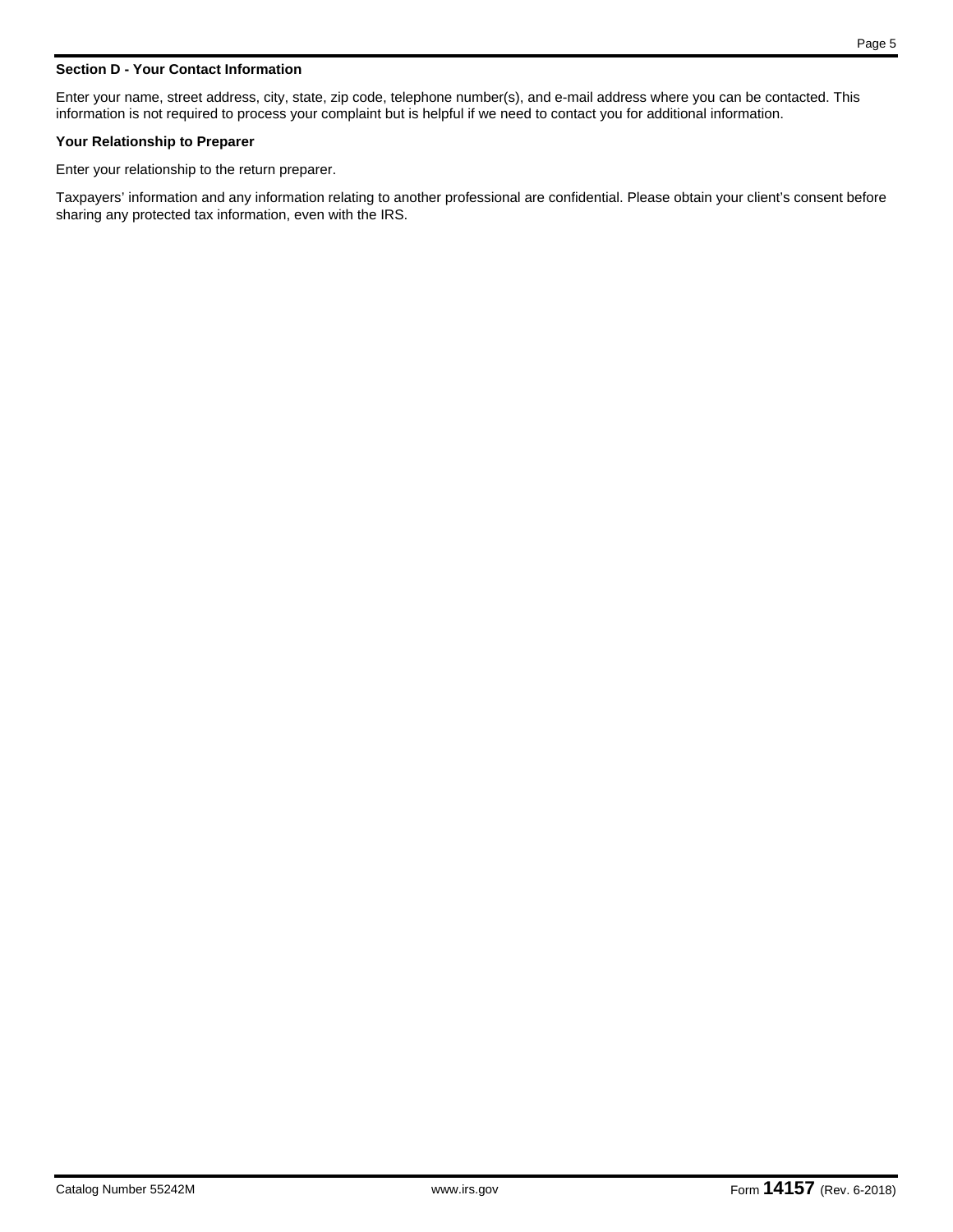**Section D - Your Contact Information**

Enter your name, street address, city, state, zip code, telephone number(s), and e-mail address where you can be contacted. This information is not required to process your complaint but is helpful if we need to contact you for additional information.

**Your Relationship to Preparer**

Enter your relationship to the return preparer.

Taxpayers' information and any information relating to another professional are confidential. Please obtain your client's consent before sharing any protected tax information, even with the IRS.